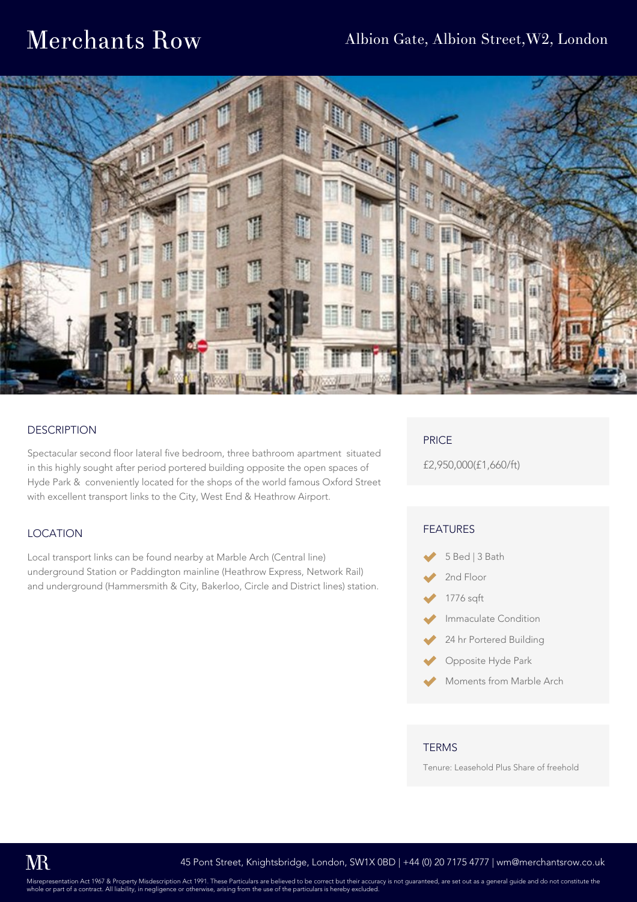# Merchants Row

## Albion Gate, Albion Street,W2, London

### DESCRIPTION

Spectacular second floor lateral five bedroom, three bathroom apartment situated in this highly sought after period portered building opposite the open spaces of Hyde Park & conveniently located for the shops of the world famous Oxford Street with excellent transport links to the City, West End & Heathrow Airport.

### LOCATION

Local transport links can be found nearby at Marble Arch (Central line) underground Station or Paddington mainline (Heathrow Express, Network Rail) and underground (Hammersmith & City, Bakerloo, Circle and District lines) station.

### PRICE

£2,950,000(£1,660/ft)

### FEATURES

- 5 Bed | 3 Bath
- 2nd Floor
- 1776 sqft
- Immaculate Condition
- 24 hr Portered Building
- Opposite Hyde Park
- Moments from Marble Arch

### TERMS

Tenure: Leasehold Plus Share of freehold

MR

45 Pont Street, Knightsbridge, London, SW1X 0BD | +44 (0) 20 7175 4777 | wm@merchantsrow.co.uk

Misrepresentation Act 1967 & Property Misdescription Act 1991. These Particulars are believed to be correct but their accuracy is not guaranteed, are set out as a general guide and do not constitute the whole or part of a contract. All liability, in negligence or otherwise, arising from the use of the particulars is hereby excluded.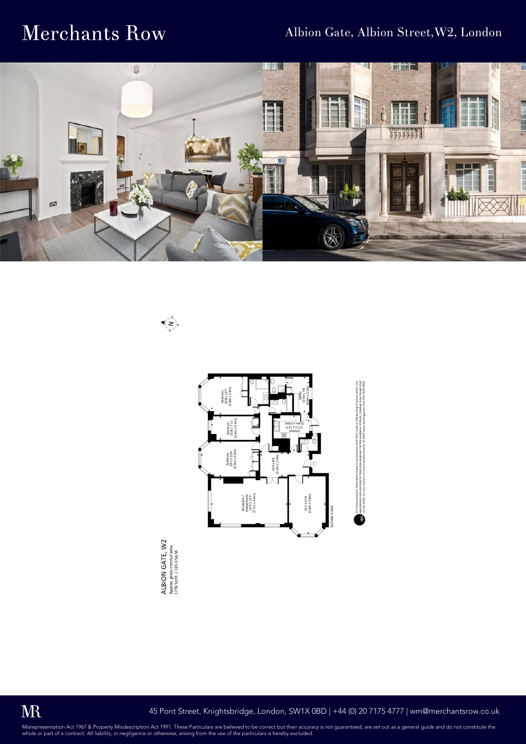# Merchants Row

Albion Gate, Albion Street, W2, London

ALBION GATE, W2

Approx. gross internal area
1776 Sq Ft. / 165.0 Sq M.

Bedroom
15'8 x 12'7
(4.8m x 3.8m)

Utility
11'10 x 7'8
(3.6m x 2.3m)

Bedroom
15'8 x 7'11
(4.8m x 2.4m)

Kitchen
11'11 x 11'9
(3.6m x 3.6m)

Bedroom
19'1 x 11'8
(5.8m x 3.6m)

16'9 x 8'0
(5.1m x 2.4m)

Reception / Dining Room
25'4 x 15'3
(7.7m x 4.6m)

19'2 x 12'4
(5.8m x 3.8m)

SECOND FLOOR

All measurements have been made in accordance with RICS Code of Measuring Practice which are approximate only and only for illustrative purposes. For the avoidance of doubt, Dowling Jones Design shall not be liable for any reliance on these measurements. © 2019 www.dowlingjones.com 020 7016 9333

45 Pont Street, Knightsbridge, London, SW1X 0BD | +44 (0) 20 7175 4777 | wm@merchantsrow.co.uk

Misrepresentation Act 1967 & Property Misdescription Act 1991. These Particulars are believed to be correct but their accuracy is not guaranteed, are set out as a general guide and do not constitute the whole or part of a contract. All liability, in negligence or otherwise, arising from the use of the particulars is hereby excluded.